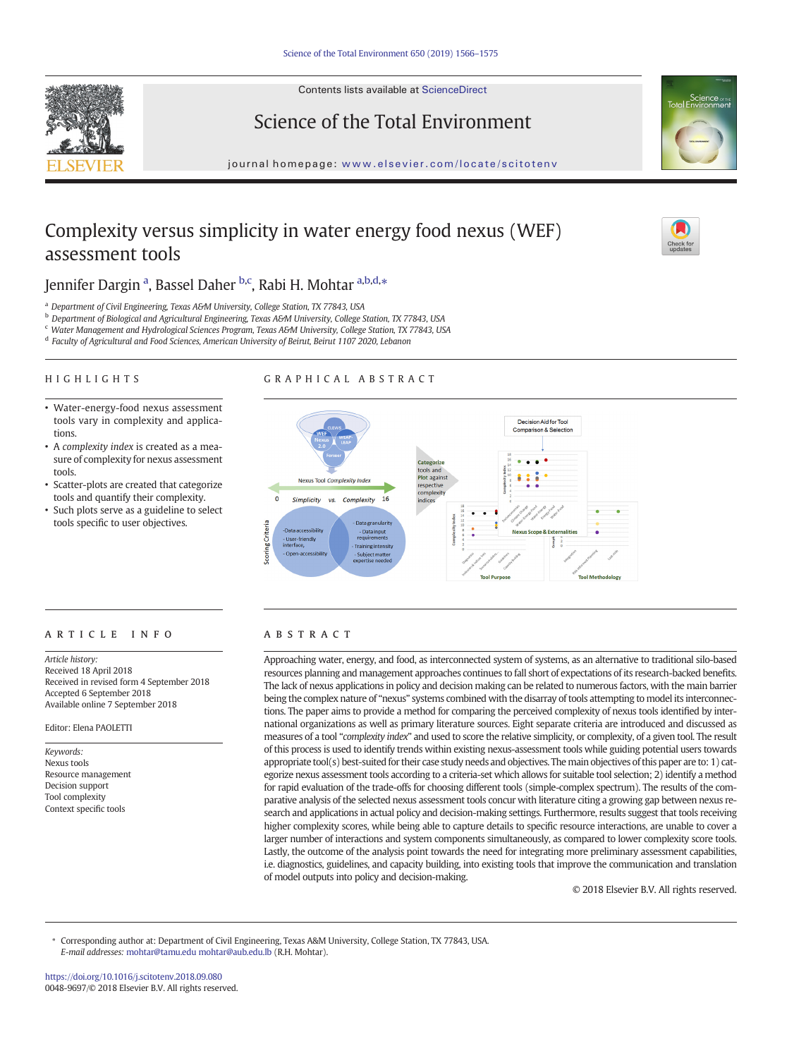Contents lists available at ScienceDirect

# Science of the Total Environment

journal homepage: www.elsevier.com/locate/scitotenv

# Complexity versus simplicity in water energy food nexus (WEF) assessment tools

Jennifer Dargin [a], Bassel Daher [b,c], Rabi H. Mohtar [a,b,d,*]

[a] Department of Civil Engineering, Texas A&M University, College Station, TX 77843, USA
[b] Department of Biological and Agricultural Engineering, Texas A&M University, College Station, TX 77843, USA
[c] Water Management and Hydrological Sciences Program, Texas A&M University, College Station, TX 77843, USA
[d] Faculty of Agricultural and Food Sciences, American University of Beirut, Beirut 1107 2020, Lebanon

## HIGHLIGHTS

- Water-energy-food nexus assessment tools vary in complexity and applications.
- A *complexity index* is created as a measure of complexity for nexus assessment tools.
- Scatter-plots are created that categorize tools and quantify their complexity.
- Such plots serve as a guideline to select tools specific to user objectives.

## GRAPHICAL ABSTRACT

## ARTICLE INFO

*Article history:*
Received 18 April 2018
Received in revised form 4 September 2018
Accepted 6 September 2018
Available online 7 September 2018

Editor: Elena PAOLETTI

*Keywords:*
Nexus tools
Resource management
Decision support
Tool complexity
Context specific tools

## ABSTRACT

Approaching water, energy, and food, as interconnected system of systems, as an alternative to traditional silo-based resources planning and management approaches continues to fall short of expectations of its research-backed benefits. The lack of nexus applications in policy and decision making can be related to numerous factors, with the main barrier being the complex nature of "nexus" systems combined with the disarray of tools attempting to model its interconnections. The paper aims to provide a method for comparing the perceived complexity of nexus tools identified by international organizations as well as primary literature sources. Eight separate criteria are introduced and discussed as measures of complexity of a tool "*complexity index*" and used to score the relative simplicity, or complexity, of a given tool. The result of this process is used to identify trends within existing nexus-assessment tools while guiding potential users towards appropriate tool(s) best-suited for their case study needs and objectives. The main objectives of this paper are to: 1) categorize nexus assessment tools according to a criteria-set which allows for suitable tool selection; 2) identify a method for rapid evaluation of the trade-offs for choosing different tools (simple-complex spectrum). The results of the comparative analysis of the selected nexus assessment tools concur with literature citing a growing gap between nexus research and applications in actual policy and decision-making settings. Furthermore, results suggest that tools receiving higher complexity scores, while being able to capture details to specific resource interactions, are unable to cover a larger number of interactions and system components simultaneously, as compared to lower complexity score tools. Lastly, the outcome of the analysis point towards the need for integrating more preliminary assessment capabilities, i.e. diagnostics, guidelines, and capacity building, into existing tools that improve the communication and translation of model outputs into policy and decision-making.

© 2018 Elsevier B.V. All rights reserved.

\* Corresponding author at: Department of Civil Engineering, Texas A&M University, College Station, TX 77843, USA.
*E-mail addresses:* mohtar@tamu.edu mohtar@aub.edu.lb (R.H. Mohtar).

https://doi.org/10.1016/j.scitotenv.2018.09.080
0048-9697/© 2018 Elsevier B.V. All rights reserved.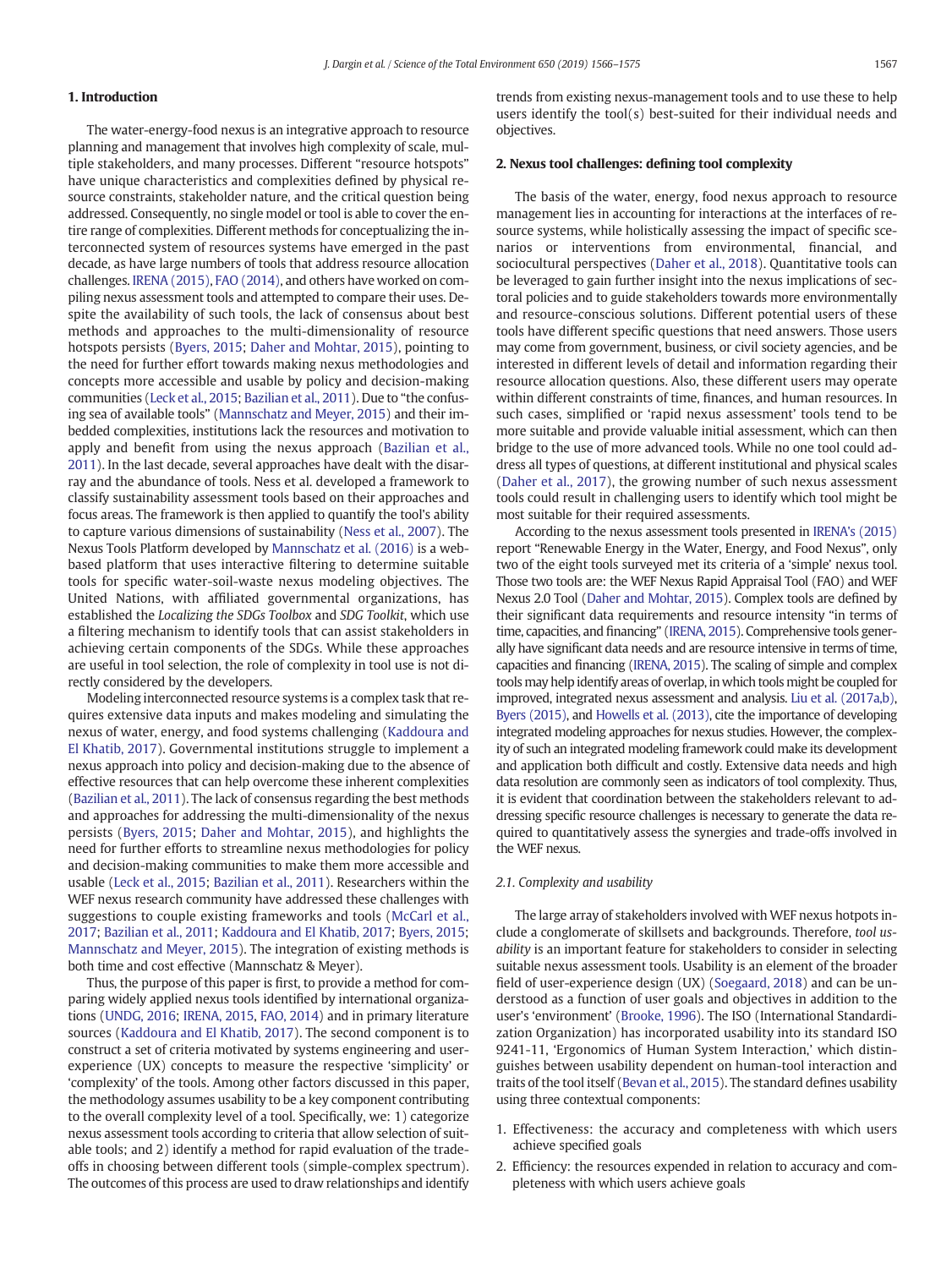## 1. Introduction

The water-energy-food nexus is an integrative approach to resource planning and management that involves high complexity of scale, multiple stakeholders, and many processes. Different "resource hotspots" have unique characteristics and complexities defined by physical resource constraints, stakeholder nature, and the critical question being addressed. Consequently, no single model or tool is able to cover the entire range of complexities. Different methods for conceptualizing the interconnected system of resources systems have emerged in the past decade, as have large numbers of tools that address resource allocation challenges. IRENA (2015), FAO (2014), and others have worked on compiling nexus assessment tools and attempted to compare their uses. Despite the availability of such tools, the lack of consensus about best methods and approaches to the multi-dimensionality of resource hotspots persists (Byers, 2015; Daher and Mohtar, 2015), pointing to the need for further effort towards making nexus methodologies and concepts more accessible and usable by policy and decision-making communities (Leck et al., 2015; Bazilian et al., 2011). Due to "the confusing sea of available tools" (Mannschatz and Meyer, 2015) and their imbedded complexities, institutions lack the resources and motivation to apply and benefit from using the nexus approach (Bazilian et al., 2011). In the last decade, several approaches have dealt with the disarray and the abundance of tools. Ness et al. developed a framework to classify sustainability assessment tools based on their approaches and focus areas. The framework is then applied to quantify the tool's ability to capture various dimensions of sustainability (Ness et al., 2007). The Nexus Tools Platform developed by Mannschatz et al. (2016) is a web-based platform that uses interactive filtering to determine suitable tools for specific water-soil-waste nexus modeling objectives. The United Nations, with affiliated governmental organizations, has established the *Localizing the SDGs Toolbox* and *SDG Toolkit*, which use a filtering mechanism to identify tools that can assist stakeholders in achieving certain components of the SDGs. While these approaches are useful in tool selection, the role of complexity in tool use is not directly considered by the developers.

Modeling interconnected resource systems is a complex task that requires extensive data inputs and makes modeling and simulating the nexus of water, energy, and food systems challenging (Kaddoura and El Khatib, 2017). Governmental institutions struggle to implement a nexus approach into policy and decision-making due to the absence of effective resources that can help overcome these inherent complexities (Bazilian et al., 2011). The lack of consensus regarding the best methods and approaches for addressing the multi-dimensionality of the nexus persists (Byers, 2015; Daher and Mohtar, 2015), and highlights the need for further efforts to streamline nexus methodologies for policy and decision-making communities to make them more accessible and usable (Leck et al., 2015; Bazilian et al., 2011). Researchers within the WEF nexus research community have addressed these challenges with suggestions to couple existing frameworks and tools (McCarl et al., 2017; Bazilian et al., 2011; Kaddoura and El Khatib, 2017; Byers, 2015; Mannschatz and Meyer, 2015). The integration of existing methods is both time and cost effective (Mannschatz & Meyer).

Thus, the purpose of this paper is first, to provide a method for comparing widely applied nexus tools identified by international organizations (UNDG, 2016; IRENA, 2015, FAO, 2014) and in primary literature sources (Kaddoura and El Khatib, 2017). The second component is to construct a set of criteria motivated by systems engineering and user-experience (UX) concepts to measure the respective 'simplicity' or 'complexity' of the tools. Among other factors discussed in this paper, the methodology assumes usability to be a key component contributing to the overall complexity level of a tool. Specifically, we: 1) categorize nexus assessment tools according to criteria that allow selection of suitable tools; and 2) identify a method for rapid evaluation of the trade-offs in choosing between different tools (simple-complex spectrum). The outcomes of this process are used to draw relationships and identify trends from existing nexus-management tools and to use these to help users identify the tool(s) best-suited for their individual needs and objectives.

## 2. Nexus tool challenges: defining tool complexity

The basis of the water, energy, food nexus approach to resource management lies in accounting for interactions at the interfaces of resource systems, while holistically assessing the impact of specific scenarios or interventions from environmental, financial, and sociocultural perspectives (Daher et al., 2018). Quantitative tools can be leveraged to gain further insight into the nexus implications of sectoral policies and to guide stakeholders towards more environmentally and resource-conscious solutions. Different potential users of these tools have different specific questions that need answers. Those users may come from government, business, or civil society agencies, and be interested in different levels of detail and information regarding their resource allocation questions. Also, these different users may operate within different constraints of time, finances, and human resources. In such cases, simplified or 'rapid nexus assessment' tools tend to be more suitable and provide valuable initial assessment, which can then bridge to the use of more advanced tools. While no one tool could address all types of questions, at different institutional and physical scales (Daher et al., 2017), the growing number of such nexus assessment tools could result in challenging users to identify which tool might be most suitable for their required assessments.

According to the nexus assessment tools presented in IRENA's (2015) report "Renewable Energy in the Water, Energy, and Food Nexus", only two of the eight tools surveyed met its criteria of a 'simple' nexus tool. Those two tools are: the WEF Nexus Rapid Appraisal Tool (FAO) and WEF Nexus 2.0 Tool (Daher and Mohtar, 2015). Complex tools are defined by their significant data requirements and resource intensity "in terms of time, capacities, and financing" (IRENA, 2015). Comprehensive tools generally have significant data needs and are resource intensive in terms of time, capacities and financing (IRENA, 2015). The scaling of simple and complex tools may help identify areas of overlap, in which tools might be coupled for improved, integrated nexus assessment and analysis. Liu et al. (2017a,b), Byers (2015), and Howells et al. (2013), cite the importance of developing integrated modeling approaches for nexus studies. However, the complexity of such an integrated modeling framework could make its development and application both difficult and costly. Extensive data needs and high data resolution are commonly seen as indicators of tool complexity. Thus, it is evident that coordination between the stakeholders relevant to addressing specific resource challenges is necessary to generate the data required to quantitatively assess the synergies and trade-offs involved in the WEF nexus.

### 2.1. Complexity and usability

The large array of stakeholders involved with WEF nexus hotpots include a conglomerate of skillsets and backgrounds. Therefore, *tool usability* is an important feature for stakeholders to consider in selecting suitable nexus assessment tools. Usability is an element of the broader field of user-experience design (UX) (Soegaard, 2018) and can be understood as a function of user goals and objectives in addition to the user's 'environment' (Brooke, 1996). The ISO (International Standardization Organization) has incorporated usability into its standard ISO 9241-11, 'Ergonomics of Human System Interaction,' which distinguishes between usability dependent on human-tool interaction and traits of the tool itself (Bevan et al., 2015). The standard defines usability using three contextual components:

1. Effectiveness: the accuracy and completeness with which users achieve specified goals
2. Efficiency: the resources expended in relation to accuracy and completeness with which users achieve goals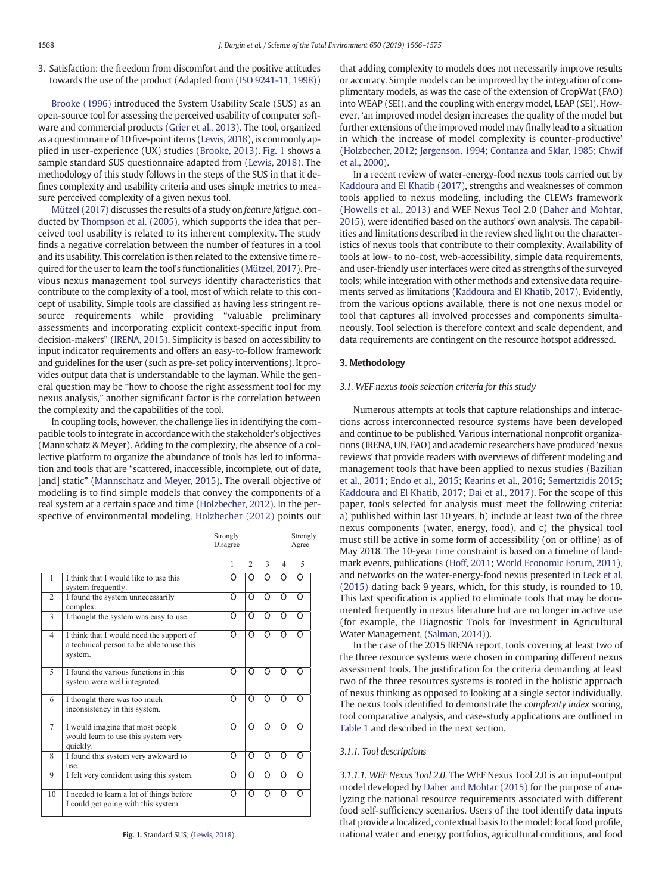3. Satisfaction: the freedom from discomfort and the positive attitudes towards the use of the product (Adapted from (ISO 9241-11, 1998))

Brooke (1996) introduced the System Usability Scale (SUS) as an open-source tool for assessing the perceived usability of computer software and commercial products (Grier et al., 2013). The tool, organized as a questionnaire of 10 five-point items (Lewis, 2018), is commonly applied in user-experience (UX) studies (Brooke, 2013). Fig. 1 shows a sample standard SUS questionnaire adapted from (Lewis, 2018). The methodology of this study follows in the steps of the SUS in that it defines complexity and usability criteria and uses simple metrics to measure perceived complexity of a given nexus tool.

Mützel (2017) discusses the results of a study on *feature fatigue*, conducted by Thompson et al. (2005), which supports the idea that perceived tool usability is related to its inherent complexity. The study finds a negative correlation between the number of features in a tool and its usability. This correlation is then related to the extensive time required for the user to learn the tool's functionalities (Mützel, 2017). Previous nexus management tool surveys identify characteristics that contribute to the complexity of a tool, most of which relate to this concept of usability. Simple tools are classified as having less stringent resource requirements while providing "valuable preliminary assessments and incorporating explicit context-specific input from decision-makers" (IRENA, 2015). Simplicity is based on accessibility to input indicator requirements and offers an easy-to-follow framework and guidelines for the user (such as pre-set policy interventions). It provides output data that is understandable to the layman. While the general question may be "how to choose the right assessment tool for my nexus analysis," another significant factor is the correlation between the complexity and the capabilities of the tool.

In coupling tools, however, the challenge lies in identifying the compatible tools to integrate in accordance with the stakeholder's objectives (Mannschatz & Meyer). Adding to the complexity, the absence of a collective platform to organize the abundance of tools has led to information and tools that are "scattered, inaccessible, incomplete, out of date, [and] static" (Mannschatz and Meyer, 2015). The overall objective of modeling is to find simple models that convey the components of a real system at a certain space and time (Holzbecher, 2012). In the perspective of environmental modeling, Holzbecher (2012) points out that adding complexity to models does not necessarily improve results or accuracy. Simple models can be improved by the integration of complimentary models, as was the case of the extension of CropWat (FAO) into WEAP (SEI), and the coupling with energy model, LEAP (SEI). However, 'an improved model design increases the quality of the model but further extensions of the improved model may finally lead to a situation in which the increase of model complexity is counter-productive' (Holzbecher, 2012; Jørgenson, 1994; Contanza and Sklar, 1985; Chwif et al., 2000).

In a recent review of water-energy-food nexus tools carried out by Kaddoura and El Khatib (2017), strengths and weaknesses of common tools applied to nexus modeling, including the CLEWs framework (Howells et al., 2013) and WEF Nexus Tool 2.0 (Daher and Mohtar, 2015), were identified based on the authors' own analysis. The capabilities and limitations described in the review shed light on the characteristics of nexus tools that contribute to their complexity. Availability of tools at low- to no-cost, web-accessibility, simple data requirements, and user-friendly user interfaces were cited as strengths of the surveyed tools; while integration with other methods and extensive data requirements served as limitations (Kaddoura and El Khatib, 2017). Evidently, from the various options available, there is not one nexus model or tool that captures all involved processes and components simultaneously. Tool selection is therefore context and scale dependent, and data requirements are contingent on the resource hotspot addressed.

| | | Strongly Disagree | | | | Strongly Agree |
|---|---|---|---|---|---|---|
| | | 1 | 2 | 3 | 4 | 5 |
| 1 | I think that I would like to use this system frequently. | O | O | O | O | O |
| 2 | I found the system unnecessarily complex. | O | O | O | O | O |
| 3 | I thought the system was easy to use. | O | O | O | O | O |
| 4 | I think that I would need the support of a technical person to be able to use this system. | O | O | O | O | O |
| 5 | I found the various functions in this system were well integrated. | O | O | O | O | O |
| 6 | I thought there was too much inconsistency in this system. | O | O | O | O | O |
| 7 | I would imagine that most people would learn to use this system very quickly. | O | O | O | O | O |
| 8 | I found this system very awkward to use. | O | O | O | O | O |
| 9 | I felt very confident using this system. | O | O | O | O | O |
| 10 | I needed to learn a lot of things before I could get going with this system | O | O | O | O | O |

**Fig. 1.** Standard SUS; (Lewis, 2018).

## 3. Methodology

### 3.1. WEF nexus tools selection criteria for this study

Numerous attempts at tools that capture relationships and interactions across interconnected resource systems have been developed and continue to be published. Various international nonprofit organizations (IRENA, UN, FAO) and academic researchers have produced 'nexus reviews' that provide readers with overviews of different modeling and management tools that have been applied to nexus studies (Bazilian et al., 2011; Endo et al., 2015; Kearins et al., 2016; Semertzidis 2015; Kaddoura and El Khatib, 2017; Dai et al., 2017). For the scope of this paper, tools selected for analysis must meet the following criteria: a) published within last 10 years, b) include at least two of the three nexus components (water, energy, food), and c) the physical tool must still be active in some form of accessibility (on or offline) as of May 2018. The 10-year time constraint is based on a timeline of landmark events, publications (Hoff, 2011; World Economic Forum, 2011), and networks on the water-energy-food nexus presented in Leck et al. (2015) dating back 9 years, which, for this study, is rounded to 10. This last specification is applied to eliminate tools that may be documented frequently in nexus literature but are no longer in active use (for example, the Diagnostic Tools for Investment in Agricultural Water Management, (Salman, 2014)).

In the case of the 2015 IRENA report, tools covering at least two of the three resource systems were chosen in comparing different nexus assessment tools. The justification for the criteria demanding at least two of the three resources systems is rooted in the holistic approach of nexus thinking as opposed to looking at a single sector individually. The nexus tools identified to demonstrate the *complexity index* scoring, tool comparative analysis, and case-study applications are outlined in Table 1 and described in the next section.

#### 3.1.1. Tool descriptions

*3.1.1.1. WEF Nexus Tool 2.0.* The WEF Nexus Tool 2.0 is an input-output model developed by Daher and Mohtar (2015) for the purpose of analyzing the national resource requirements associated with different food self-sufficiency scenarios. Users of the tool identify data inputs that provide a localized, contextual basis to the model: local food profile, national water and energy portfolios, agricultural conditions, and food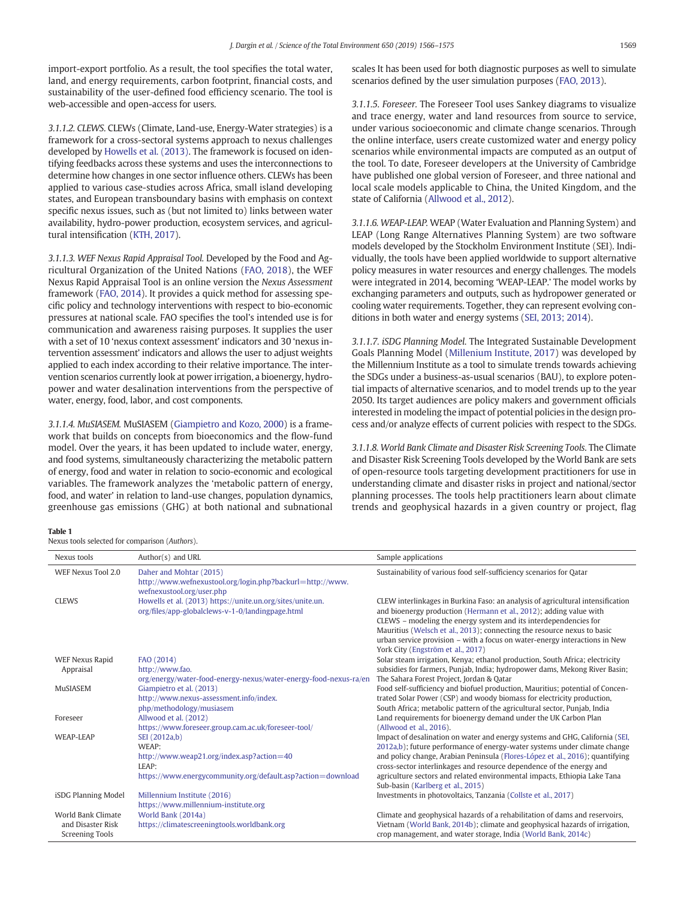import-export portfolio. As a result, the tool specifies the total water, land, and energy requirements, carbon footprint, financial costs, and sustainability of the user-defined food efficiency scenario. The tool is web-accessible and open-access for users.

*3.1.1.2. CLEWS.* CLEWs (Climate, Land-use, Energy-Water strategies) is a framework for a cross-sectoral systems approach to nexus challenges developed by Howells et al. (2013). The framework is focused on identifying feedbacks across these systems and uses the interconnections to determine how changes in one sector influence others. CLEWs has been applied to various case-studies across Africa, small island developing states, and European transboundary basins with emphasis on context specific nexus issues, such as (but not limited to) links between water availability, hydro-power production, ecosystem services, and agricultural intensification (KTH, 2017).

*3.1.1.3. WEF Nexus Rapid Appraisal Tool.* Developed by the Food and Agricultural Organization of the United Nations (FAO, 2018), the WEF Nexus Rapid Appraisal Tool is an online version the *Nexus Assessment* framework (FAO, 2014). It provides a quick method for assessing specific policy and technology interventions with respect to bio-economic pressures at national scale. FAO specifies the tool's intended use is for communication and awareness raising purposes. It supplies the user with a set of 10 'nexus context assessment' indicators and 30 'nexus intervention assessment' indicators and allows the user to adjust weights applied to each index according to their relative importance. The intervention scenarios currently look at power irrigation, a bioenergy, hydropower and water desalination interventions from the perspective of water, energy, food, labor, and cost components.

*3.1.1.4. MuSIASEM.* MuSIASEM (Giampietro and Kozo, 2000) is a framework that builds on concepts from bioeconomics and the flow-fund model. Over the years, it has been updated to include water, energy, and food systems, simultaneously characterizing the metabolic pattern of energy, food and water in relation to socio-economic and ecological variables. The framework analyzes the 'metabolic pattern of energy, food, and water' in relation to land-use changes, population dynamics, greenhouse gas emissions (GHG) at both national and subnational scales It has been used for both diagnostic purposes as well to simulate scenarios defined by the user simulation purposes (FAO, 2013).

*3.1.1.5. Foreseer.* The Foreseer Tool uses Sankey diagrams to visualize and trace energy, water and land resources from source to service, under various socioeconomic and climate change scenarios. Through the online interface, users create customized water and energy policy scenarios while environmental impacts are computed as an output of the tool. To date, Foreseer developers at the University of Cambridge have published one global version of Foreseer, and three national and local scale models applicable to China, the United Kingdom, and the state of California (Allwood et al., 2012).

*3.1.1.6. WEAP-LEAP.* WEAP (Water Evaluation and Planning System) and LEAP (Long Range Alternatives Planning System) are two software models developed by the Stockholm Environment Institute (SEI). Individually, the tools have been applied worldwide to support alternative policy measures in water resources and energy challenges. The models were integrated in 2014, becoming 'WEAP-LEAP.' The model works by exchanging parameters and outputs, such as hydropower generated or cooling water requirements. Together, they can represent evolving conditions in both water and energy systems (SEI, 2013; 2014).

*3.1.1.7. iSDG Planning Model.* The Integrated Sustainable Development Goals Planning Model (Millenium Institute, 2017) was developed by the Millennium Institute as a tool to simulate trends towards achieving the SDGs under a business-as-usual scenarios (BAU), to explore potential impacts of alternative scenarios, and to model trends up to the year 2050. Its target audiences are policy makers and government officials interested in modeling the impact of potential policies in the design process and/or analyze effects of current policies with respect to the SDGs.

*3.1.1.8. World Bank Climate and Disaster Risk Screening Tools.* The Climate and Disaster Risk Screening Tools developed by the World Bank are sets of open-resource tools targeting development practitioners for use in understanding climate and disaster risks in project and national/sector planning processes. The tools help practitioners learn about climate trends and geophysical hazards in a given country or project, flag

**Table 1**
Nexus tools selected for comparison (*Authors*).

| Nexus tools | Author(s) and URL | Sample applications |
|---|---|---|
| WEF Nexus Tool 2.0 | Daher and Mohtar (2015) http://www.wefnexustool.org/login.php?backurl=http://www.wefnexustool.org/user.php | Sustainability of various food self-sufficiency scenarios for Qatar |
| CLEWS | Howells et al. (2013) https://unite.un.org/sites/unite.un.org/files/app-globalclews-v-1-0/landingpage.html | CLEW interlinkages in Burkina Faso: an analysis of agricultural intensification and bioenergy production (Hermann et al., 2012); adding value with CLEWS – modeling the energy system and its interdependencies for Mauritius (Welsch et al., 2013); connecting the resource nexus to basic urban service provision – with a focus on water-energy interactions in New York City (Engström et al., 2017) |
| WEF Nexus Rapid Appraisal | FAO (2014) http://www.fao.org/energy/water-food-energy-nexus/water-energy-food-nexus-ra/en | Solar steam irrigation, Kenya; ethanol production, South Africa; electricity subsidies for farmers, Punjab, India; hydropower dams, Mekong River Basin; The Sahara Forest Project, Jordan & Qatar |
| MuSIASEM | Giampietro et al. (2013) http://www.nexus-assessment.info/index.php/methodology/musiasem | Food self-sufficiency and biofuel production, Mauritius; potential of Concentrated Solar Power (CSP) and woody biomass for electricity production, South Africa; metabolic pattern of the agricultural sector, Punjab, India |
| Foreseer | Allwood et al. (2012) https://www.foreseer.group.cam.ac.uk/foreseer-tool/ | Land requirements for bioenergy demand under the UK Carbon Plan (Allwood et al., 2016). |
| WEAP-LEAP | SEI (2012a,b) WEAP: http://www.weap21.org/index.asp?action=40 LEAP: https://www.energycommunity.org/default.asp?action=download | Impact of desalination on water and energy systems and GHG, California (SEI, 2012a,b); future performance of energy-water systems under climate change and policy change, Arabian Peninsula (Flores-López et al., 2016); quantifying cross-sector interlinkages and resource dependence of the energy and agriculture sectors and related environmental impacts, Ethiopia Lake Tana Sub-basin (Karlberg et al., 2015) |
| iSDG Planning Model | Millennium Institute (2016) https://www.millennium-institute.org | Investments in photovoltaics, Tanzania (Collste et al., 2017) |
| World Bank Climate and Disaster Risk Screening Tools | World Bank (2014a) https://climatescreeningtools.worldbank.org | Climate and geophysical hazards of a rehabilitation of dams and reservoirs, Vietnam (World Bank, 2014b); climate and geophysical hazards of irrigation, crop management, and water storage, India (World Bank, 2014c) |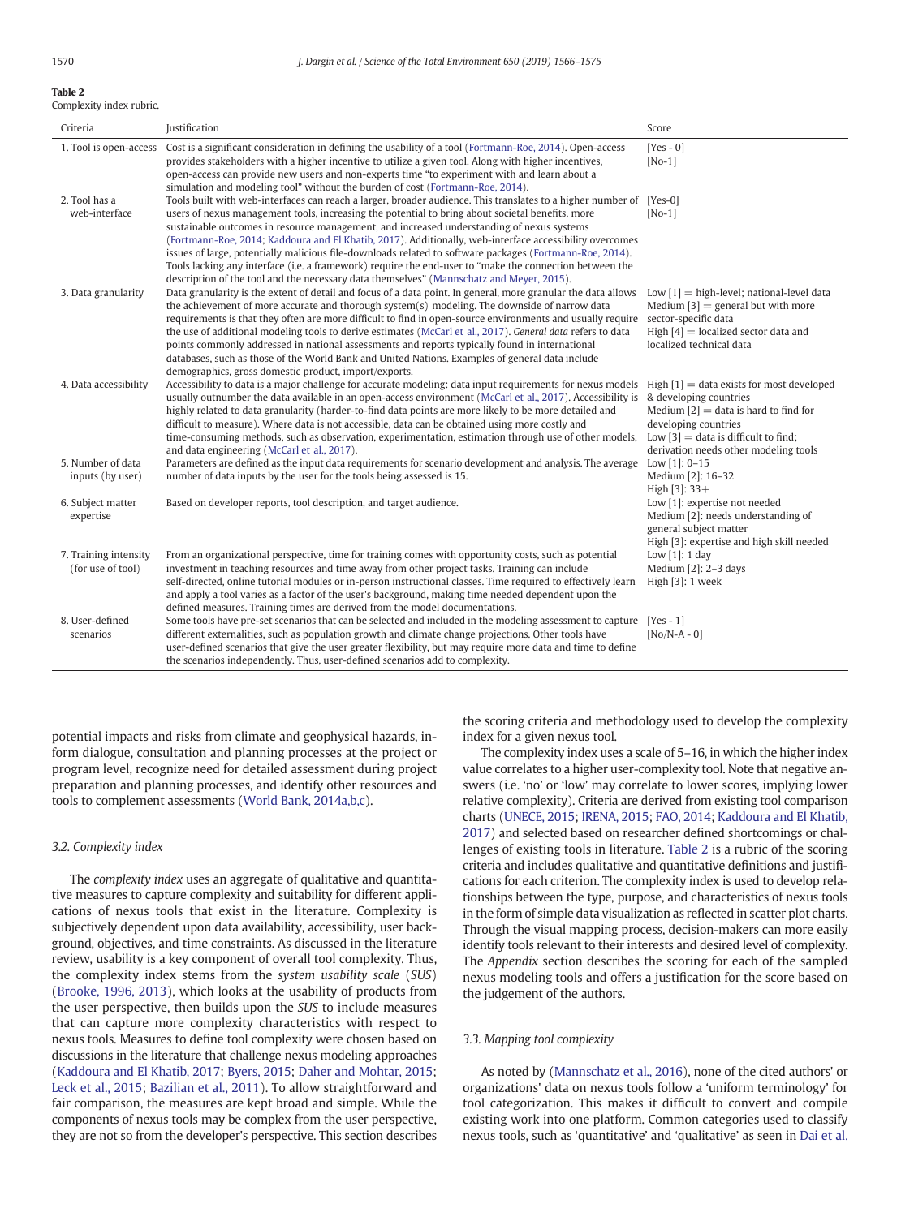**Table 2**
Complexity index rubric.

| Criteria | Justification | Score |
|---|---|---|
| 1. Tool is open-access | Cost is a significant consideration in defining the usability of a tool (Fortmann-Roe, 2014). Open-access provides stakeholders with a higher incentive to utilize a given tool. Along with higher incentives, open-access can provide new users and non-experts time "to experiment with and learn about a simulation and modeling tool" without the burden of cost (Fortmann-Roe, 2014). | [Yes - 0] [No-1] |
| 2. Tool has a web-interface | Tools built with web-interfaces can reach a larger, broader audience. This translates to a higher number of users of nexus management tools, increasing the potential to bring about societal benefits, more sustainable outcomes in resource management, and increased understanding of nexus systems (Fortmann-Roe, 2014; Kaddoura and El Khatib, 2017). Additionally, web-interface accessibility overcomes issues of large, potentially malicious file-downloads related to software packages (Fortmann-Roe, 2014). Tools lacking any interface (i.e. a framework) require the end-user to "make the connection between the description of the tool and the necessary data themselves" (Mannschatz and Meyer, 2015). | [Yes-0] [No-1] |
| 3. Data granularity | Data granularity is the extent of detail and focus of a data point. In general, more granular the data allows the achievement of more accurate and thorough system(s) modeling. The downside of narrow data requirements is that they often are more difficult to find in open-source environments and usually require the use of additional modeling tools to derive estimates (McCarl et al., 2017). *General data* refers to data points commonly addressed in national assessments and reports typically found in international databases, such as those of the World Bank and United Nations. Examples of general data include demographics, gross domestic product, import/exports. | Low [1] = high-level; national-level data Medium [3] = general but with more sector-specific data High [4] = localized sector data and localized technical data |
| 4. Data accessibility | Accessibility to data is a major challenge for accurate modeling: data input requirements for nexus models usually outnumber the data available in an open-access environment (McCarl et al., 2017). Accessibility is highly related to data granularity (harder-to-find data points are more likely to be more detailed and difficult to measure). Where data is not accessible, data can be obtained using more costly and time-consuming methods, such as observation, experimentation, estimation through use of other models, and data engineering (McCarl et al., 2017). | High [1] = data exists for most developed & developing countries Medium [2] = data is hard to find for developing countries Low [3] = data is difficult to find; derivation needs other modeling tools |
| 5. Number of data inputs (by user) | Parameters are defined as the input data requirements for scenario development and analysis. The average number of data inputs by the user for the tools being assessed is 15. | Low [1]: 0–15 Medium [2]: 16–32 High [3]: 33+ |
| 6. Subject matter expertise | Based on developer reports, tool description, and target audience. | Low [1]: expertise not needed Medium [2]: needs understanding of general subject matter High [3]: expertise and high skill needed |
| 7. Training intensity (for use of tool) | From an organizational perspective, time for training comes with opportunity costs, such as potential investment in teaching resources and time away from other project tasks. Training can include self-directed, online tutorial modules or in-person instructional classes. Time required to effectively learn and apply a tool varies as a factor of the user's background, making time needed dependent upon the defined measures. Training times are derived from the model documentations. | Low [1]: 1 day Medium [2]: 2–3 days High [3]: 1 week |
| 8. User-defined scenarios | Some tools have pre-set scenarios that can be selected and included in the modeling assessment to capture different externalities, such as population growth and climate change projections. Other tools have user-defined scenarios that give the user greater flexibility, but may require more data and time to define the scenarios independently. Thus, user-defined scenarios add to complexity. | [Yes - 1] [No/N-A - 0] |

potential impacts and risks from climate and geophysical hazards, inform dialogue, consultation and planning processes at the project or program level, recognize need for detailed assessment during project preparation and planning processes, and identify other resources and tools to complement assessments (World Bank, 2014a,b,c).

### 3.2. Complexity index

The *complexity index* uses an aggregate of qualitative and quantitative measures to capture complexity and suitability for different applications of nexus tools that exist in the literature. Complexity is subjectively dependent upon data availability, accessibility, user background, objectives, and time constraints. As discussed in the literature review, usability is a key component of overall tool complexity. Thus, the complexity index stems from the *system usability scale* (*SUS*) (Brooke, 1996, 2013), which looks at the usability of products from the user perspective, then builds upon the *SUS* to include measures that can capture more complexity characteristics with respect to nexus tools. Measures to define tool complexity were chosen based on discussions in the literature that challenge nexus modeling approaches (Kaddoura and El Khatib, 2017; Byers, 2015; Daher and Mohtar, 2015; Leck et al., 2015; Bazilian et al., 2011). To allow straightforward and fair comparison, the measures are kept broad and simple. While the components of nexus tools may be complex from the user perspective, they are not so from the developer's perspective. This section describes the scoring criteria and methodology used to develop the complexity index for a given nexus tool.

The complexity index uses a scale of 5–16, in which the higher index value correlates to a higher user-complexity tool. Note that negative answers (i.e. 'no' or 'low' may correlate to lower scores, implying lower relative complexity). Criteria are derived from existing tool comparison charts (UNECE, 2015; IRENA, 2015; FAO, 2014; Kaddoura and El Khatib, 2017) and selected based on researcher defined shortcomings or challenges of existing tools in literature. Table 2 is a rubric of the scoring criteria and includes qualitative and quantitative definitions and justifications for each criterion. The complexity index is used to develop relationships between the type, purpose, and characteristics of nexus tools in the form of simple data visualization as reflected in scatter plot charts. Through the visual mapping process, decision-makers can more easily identify tools relevant to their interests and desired level of complexity. The *Appendix* section describes the scoring for each of the sampled nexus modeling tools and offers a justification for the score based on the judgement of the authors.

### 3.3. Mapping tool complexity

As noted by (Mannschatz et al., 2016), none of the cited authors' or organizations' data on nexus tools follow a 'uniform terminology' for tool categorization. This makes it difficult to convert and compile existing work into one platform. Common categories used to classify nexus tools, such as 'quantitative' and 'qualitative' as seen in Dai et al.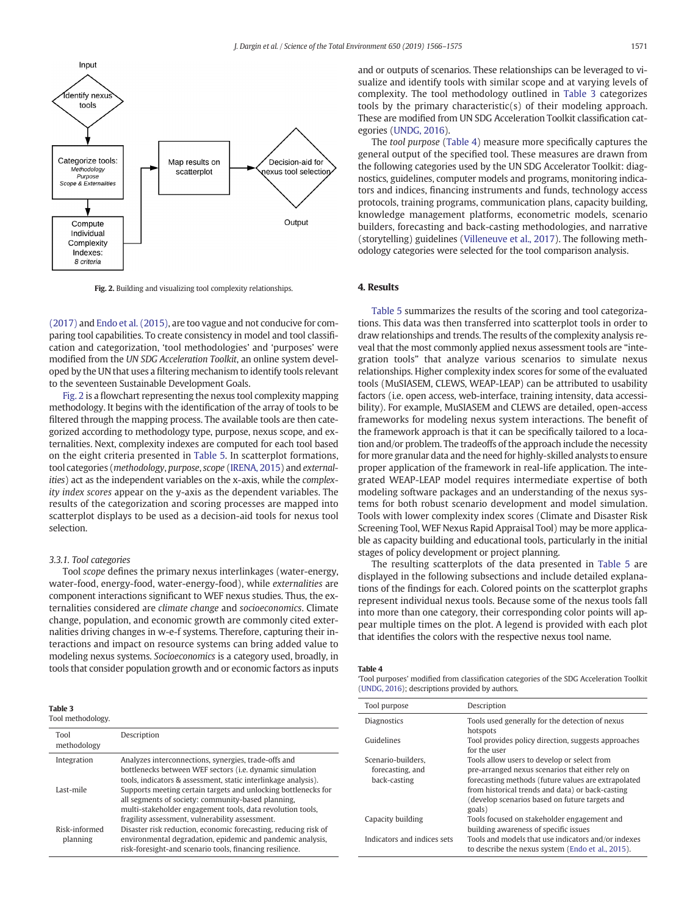Fig. 2. Building and visualizing tool complexity relationships.

(2017) and Endo et al. (2015), are too vague and not conducive for comparing tool capabilities. To create consistency in model and tool classification and categorization, 'tool methodologies' and 'purposes' were modified from the *UN SDG Acceleration Toolkit*, an online system developed by the UN that uses a filtering mechanism to identify tools relevant to the seventeen Sustainable Development Goals.

Fig. 2 is a flowchart representing the nexus tool complexity mapping methodology. It begins with the identification of the array of tools to be filtered through the mapping process. The available tools are then categorized according to methodology type, purpose, nexus scope, and externalities. Next, complexity indexes are computed for each tool based on the eight criteria presented in Table 5. In scatterplot formations, tool categories (*methodology*, *purpose*, *scope* (IRENA, 2015) and *externalities*) act as the independent variables on the x-axis, while the *complexity index scores* appear on the y-axis as the dependent variables. The results of the categorization and scoring processes are mapped into scatterplot displays to be used as a decision-aid tools for nexus tool selection.

### 3.3.1. Tool categories

Tool *scope* defines the primary nexus interlinkages (water-energy, water-food, energy-food, water-energy-food), while *externalities* are component interactions significant to WEF nexus studies. Thus, the externalities considered are *climate change* and *socioeconomics*. Climate change, population, and economic growth are commonly cited externalities driving changes in w-e-f systems. Therefore, capturing their interactions and impact on resource systems can bring added value to modeling nexus systems. *Socioeconomics* is a category used, broadly, in tools that consider population growth and or economic factors as inputs and or outputs of scenarios. These relationships can be leveraged to visualize and identify tools with similar scope and at varying levels of complexity. The tool methodology outlined in Table 3 categorizes tools by the primary characteristic(s) of their modeling approach. These are modified from UN SDG Acceleration Toolkit classification categories (UNDG, 2016).

The *tool purpose* (Table 4) measure more specifically captures the general output of the specified tool. These measures are drawn from the following categories used by the UN SDG Accelerator Toolkit: diagnostics, guidelines, computer models and programs, monitoring indicators and indices, financing instruments and funds, technology access protocols, training programs, communication plans, capacity building, knowledge management platforms, econometric models, scenario builders, forecasting and back-casting methodologies, and narrative (storytelling) guidelines (Villeneuve et al., 2017). The following methodology categories were selected for the tool comparison analysis.

**Table 3**
Tool methodology.

| Tool methodology | Description |
|---|---|
| Integration | Analyzes interconnections, synergies, trade-offs and bottlenecks between WEF sectors (i.e. dynamic simulation tools, indicators & assessment, static interlinkage analysis). |
| Last-mile | Supports meeting certain targets and unlocking bottlenecks for all segments of society: community-based planning, multi-stakeholder engagement tools, data revolution tools, fragility assessment, vulnerability assessment. |
| Risk-informed planning | Disaster risk reduction, economic forecasting, reducing risk of environmental degradation, epidemic and pandemic analysis, risk-foresight-and scenario tools, financing resilience. |

## 4. Results

Table 5 summarizes the results of the scoring and tool categorizations. This data was then transferred into scatterplot tools in order to draw relationships and trends. The results of the complexity analysis reveal that the most commonly applied nexus assessment tools are "integration tools" that analyze various scenarios to simulate nexus relationships. Higher complexity index scores for some of the evaluated tools (MuSIASEM, CLEWS, WEAP-LEAP) can be attributed to usability factors (i.e. open access, web-interface, training instruments and data accessibility). For example, MuSIASEM and CLEWS are detailed, open-access frameworks for modeling nexus system interactions. The benefit of the framework approach is that it can be specifically tailored to a location and/or problem. The tradeoffs of the approach include the necessity for more granular data and the need for highly-skilled analysts to ensure proper application of the framework in real-life application. The integrated WEAP-LEAP model requires intermediate expertise of both modeling software packages and an understanding of the nexus systems for both robust scenario development and model simulation. Tools with lower complexity index scores (Climate and Disaster Risk Screening Tool, WEF Nexus Rapid Appraisal Tool) may be more applicable as capacity building and educational tools, particularly in the initial stages of policy development or project planning.

The resulting scatterplots of the data presented in Table 5 are displayed in the following subsections and include detailed explanations of the findings for each. Colored points on the scatterplot graphs represent individual nexus tools. Because some of the nexus tools fall into more than one category, their corresponding color points will appear multiple times on the plot. A legend is provided with each plot that identifies the colors with the respective nexus tool name.

**Table 4**
'Tool purposes' modified from classification categories of the SDG Acceleration Toolkit (UNDG, 2016); descriptions provided by authors.

| Tool purpose | Description |
|---|---|
| Diagnostics | Tools used generally for the detection of nexus hotspots |
| Guidelines | Tool provides policy direction, suggests approaches for the user |
| Scenario-builders, forecasting, and back-casting | Tools allow users to develop or select from pre-arranged nexus scenarios that either rely on forecasting methods (future values are extrapolated from historical trends and data) or back-casting (develop scenarios based on future targets and goals) |
| Capacity building | Tools focused on stakeholder engagement and building awareness of specific issues |
| Indicators and indices sets | Tools and models that use indicators and/or indexes to describe the nexus system (Endo et al., 2015). |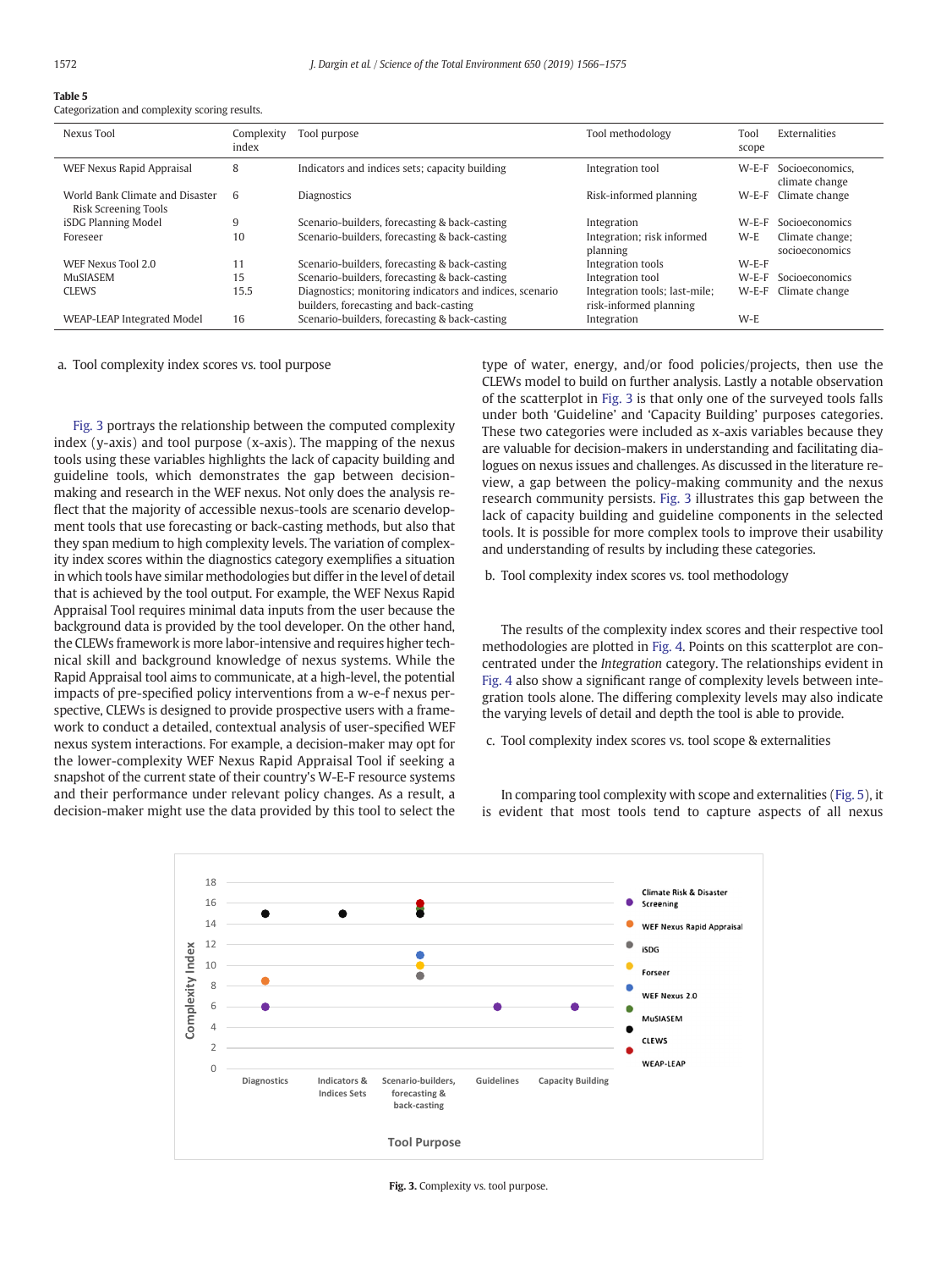**Table 5**
Categorization and complexity scoring results.

| Nexus Tool | Complexity index | Tool purpose | Tool methodology | Tool scope | Externalities |
|---|---|---|---|---|---|
| WEF Nexus Rapid Appraisal | 8 | Indicators and indices sets; capacity building | Integration tool | W-E-F | Socioeconomics, climate change |
| World Bank Climate and Disaster Risk Screening Tools | 6 | Diagnostics | Risk-informed planning | W-E-F | Climate change |
| iSDG Planning Model | 9 | Scenario-builders, forecasting & back-casting | Integration | W-E-F | Socioeconomics |
| Foreseer | 10 | Scenario-builders, forecasting & back-casting | Integration; risk informed planning | W-E | Climate change; socioeconomics |
| WEF Nexus Tool 2.0 | 11 | Scenario-builders, forecasting & back-casting | Integration tools | W-E-F | |
| MuSIASEM | 15 | Scenario-builders, forecasting & back-casting | Integration tool | W-E-F | Socioeconomics |
| CLEWS | 15.5 | Diagnostics; monitoring indicators and indices, scenario builders, forecasting and back-casting | Integration tools; last-mile; risk-informed planning | W-E-F | Climate change |
| WEAP-LEAP Integrated Model | 16 | Scenario-builders, forecasting & back-casting | Integration | W-E | |

a. Tool complexity index scores vs. tool purpose

Fig. 3 portrays the relationship between the computed complexity index (y-axis) and tool purpose (x-axis). The mapping of the nexus tools using these variables highlights the lack of capacity building and guideline tools, which demonstrates the gap between decision-making and research in the WEF nexus. Not only does the analysis reflect that the majority of accessible nexus-tools are scenario development tools that use forecasting or back-casting methods, but also that they span medium to high complexity levels. The variation of complexity index scores within the diagnostics category exemplifies a situation in which tools have similar methodologies but differ in the level of detail that is achieved by the tool output. For example, the WEF Nexus Rapid Appraisal Tool requires minimal data inputs from the user because the background data is provided by the tool developer. On the other hand, the CLEWs framework is more labor-intensive and requires higher technical skill and background knowledge of nexus systems. While the Rapid Appraisal tool aims to communicate, at a high-level, the potential impacts of pre-specified policy interventions from a w-e-f nexus perspective, CLEWs is designed to provide prospective users with a framework to conduct a detailed, contextual analysis of user-specified WEF nexus system interactions. For example, a decision-maker may opt for the lower-complexity WEF Nexus Rapid Appraisal Tool if seeking a snapshot of the current state of their country's W-E-F resource systems and their performance under relevant policy changes. As a result, a decision-maker might use the data provided by this tool to select the type of water, energy, and/or food policies/projects, then use the CLEWs model to build on further analysis. Lastly a notable observation of the scatterplot in Fig. 3 is that only one of the surveyed tools falls under both 'Guideline' and 'Capacity Building' purposes categories. These two categories were included as x-axis variables because they are valuable for decision-makers in understanding and facilitating dialogues on nexus issues and challenges. As discussed in the literature review, a gap between the policy-making community and the nexus research community persists. Fig. 3 illustrates this gap between the lack of capacity building and guideline components in the selected tools. It is possible for more complex tools to improve their usability and understanding of results by including these categories.

b. Tool complexity index scores vs. tool methodology

The results of the complexity index scores and their respective tool methodologies are plotted in Fig. 4. Points on this scatterplot are concentrated under the *Integration* category. The relationships evident in Fig. 4 also show a significant range of complexity levels between integration tools alone. The differing complexity levels may also indicate the varying levels of detail and depth the tool is able to provide.

c. Tool complexity index scores vs. tool scope & externalities

In comparing tool complexity with scope and externalities (Fig. 5), it is evident that most tools tend to capture aspects of all nexus

**Fig. 3.** Complexity vs. tool purpose.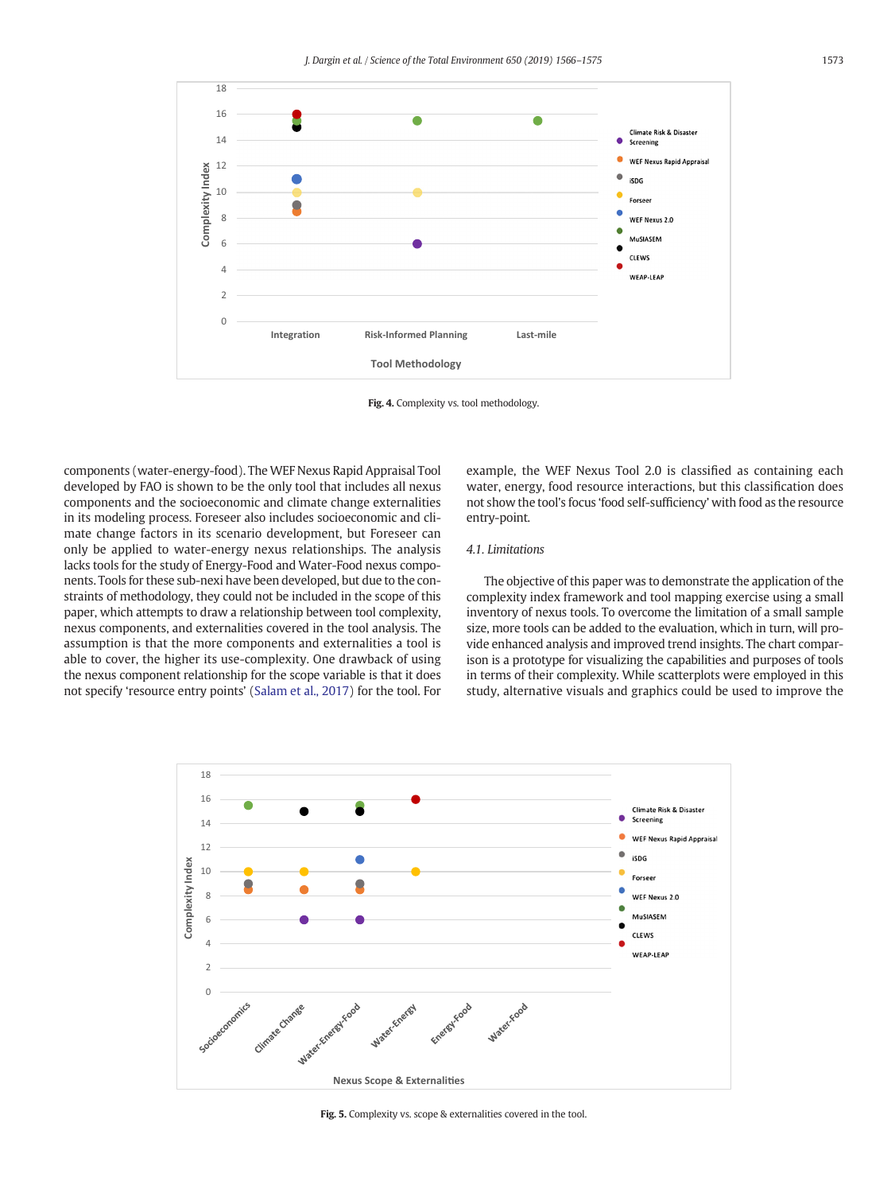Fig. 4. Complexity vs. tool methodology.

components (water-energy-food). The WEF Nexus Rapid Appraisal Tool developed by FAO is shown to be the only tool that includes all nexus components and the socioeconomic and climate change externalities in its modeling process. Foreseer also includes socioeconomic and climate change factors in its scenario development, but Foreseer can only be applied to water-energy nexus relationships. The analysis lacks tools for the study of Energy-Food and Water-Food nexus components. Tools for these sub-nexi have been developed, but due to the constraints of methodology, they could not be included in the scope of this paper, which attempts to draw a relationship between tool complexity, nexus components, and externalities covered in the tool analysis. The assumption is that the more components and externalities a tool is able to cover, the higher its use-complexity. One drawback of using the nexus component relationship for the scope variable is that it does not specify 'resource entry points' (Salam et al., 2017) for the tool. For example, the WEF Nexus Tool 2.0 is classified as containing each water, energy, food resource interactions, but this classification does not show the tool's focus 'food self-sufficiency' with food as the resource entry-point.

### 4.1. Limitations

The objective of this paper was to demonstrate the application of the complexity index framework and tool mapping exercise using a small inventory of nexus tools. To overcome the limitation of a small sample size, more tools can be added to the evaluation, which in turn, will provide enhanced analysis and improved trend insights. The chart comparison is a prototype for visualizing the capabilities and purposes of tools in terms of their complexity. While scatterplots were employed in this study, alternative visuals and graphics could be used to improve the

Fig. 5. Complexity vs. scope & externalities covered in the tool.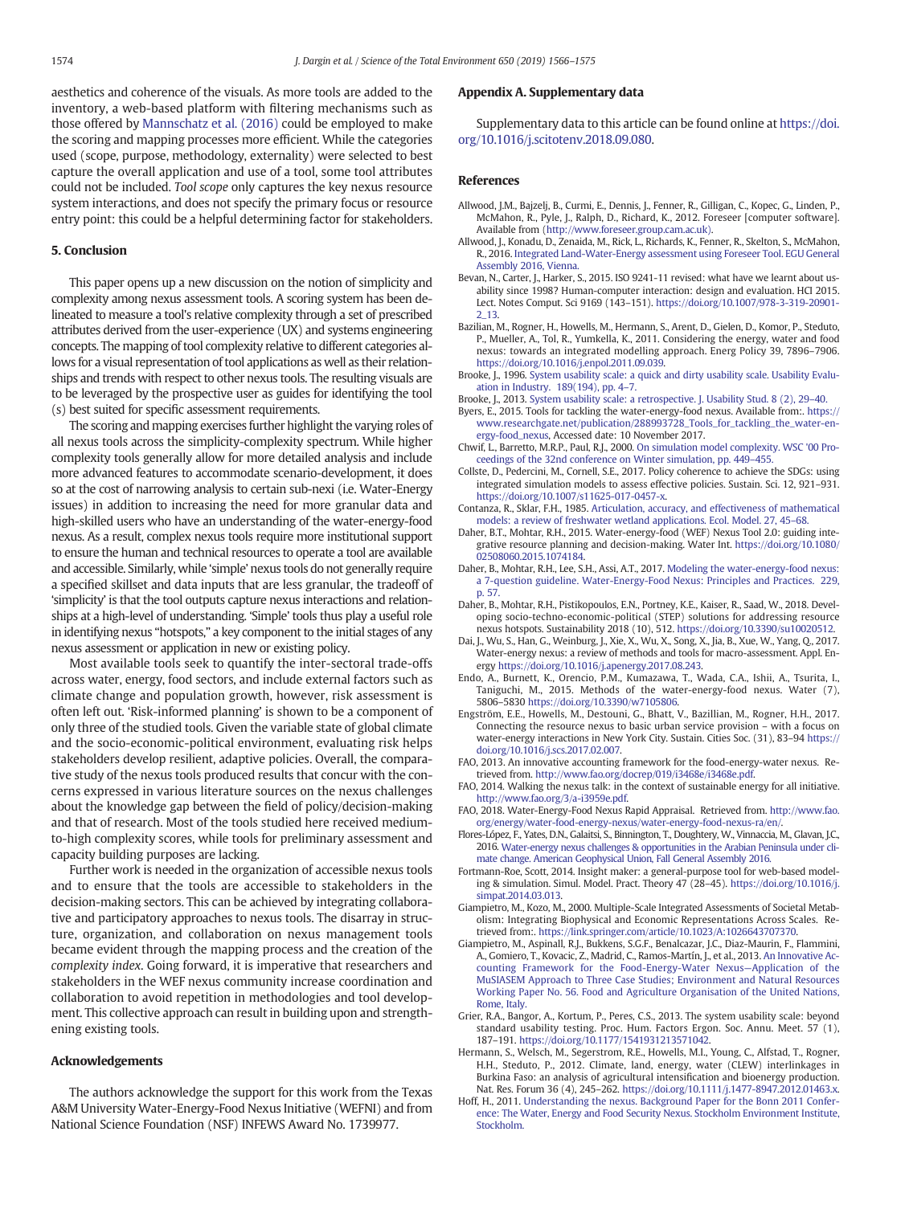aesthetics and coherence of the visuals. As more tools are added to the inventory, a web-based platform with filtering mechanisms such as those offered by Mannschatz et al. (2016) could be employed to make the scoring and mapping processes more efficient. While the categories used (scope, purpose, methodology, externality) were selected to best capture the overall application and use of a tool, some tool attributes could not be included. *Tool scope* only captures the key nexus resource system interactions, and does not specify the primary focus or resource entry point: this could be a helpful determining factor for stakeholders.

## 5. Conclusion

This paper opens up a new discussion on the notion of simplicity and complexity among nexus assessment tools. A scoring system has been delineated to measure a tool's relative complexity through a set of prescribed attributes derived from the user-experience (UX) and systems engineering concepts. The mapping of tool complexity relative to different categories allows for a visual representation of tool applications as well as their relationships and trends with respect to other nexus tools. The resulting visuals are to be leveraged by the prospective user as guides for identifying the tool (s) best suited for specific assessment requirements.

The scoring and mapping exercises further highlight the varying roles of all nexus tools across the simplicity-complexity spectrum. While higher complexity tools generally allow for more detailed analysis and include more advanced features to accommodate scenario-development, it does so at the cost of narrowing analysis to certain sub-nexi (i.e. Water-Energy issues) in addition to increasing the need for more granular data and high-skilled users who have an understanding of the water-energy-food nexus. As a result, complex nexus tools require more institutional support to ensure the human and technical resources to operate a tool are available and accessible. Similarly, while 'simple' nexus tools do not generally require a specified skillset and data inputs that are less granular, the tradeoff of 'simplicity' is that the tool outputs capture nexus interactions and relationships at a high-level of understanding. 'Simple' tools thus play a useful role in identifying nexus "hotspots," a key component to the initial stages of any nexus assessment or application in new or existing policy.

Most available tools seek to quantify the inter-sectoral trade-offs across water, energy, food sectors, and include external factors such as climate change and population growth, however, risk assessment is often left out. 'Risk-informed planning' is shown to be a component of only three of the studied tools. Given the variable state of global climate and the socio-economic-political environment, evaluating risk helps stakeholders develop resilient, adaptive policies. Overall, the comparative study of the nexus tools produced results that concur with the concerns expressed in various literature sources on the nexus challenges about the knowledge gap between the field of policy/decision-making and that of research. Most of the tools studied here received medium-to-high complexity scores, while tools for preliminary assessment and capacity building purposes are lacking.

Further work is needed in the organization of accessible nexus tools and to ensure that the tools are accessible to stakeholders in the decision-making sectors. This can be achieved by integrating collaborative and participatory approaches to nexus tools. The disarray in structure, organization, and collaboration on nexus management tools became evident through the mapping process and the creation of the *complexity index*. Going forward, it is imperative that researchers and stakeholders in the WEF nexus community increase coordination and collaboration to avoid repetition in methodologies and tool development. This collective approach can result in building upon and strengthening existing tools.

## Acknowledgements

The authors acknowledge the support for this work from the Texas A&M University Water-Energy-Food Nexus Initiative (WEFNI) and from National Science Foundation (NSF) INFEWS Award No. 1739977.

## Appendix A. Supplementary data

Supplementary data to this article can be found online at https://doi.org/10.1016/j.scitotenv.2018.09.080.

## References

Allwood, J.M., Bajzelj, B., Curmi, E., Dennis, J., Fenner, R., Gilligan, C., Kopec, G., Linden, P., McMahon, R., Pyle, J., Ralph, D., Richard, K., 2012. Foreseer [computer software]. Available from (http://www.foreseer.group.cam.ac.uk).

Allwood, J., Konadu, D., Zenaida, M., Rick, L., Richards, K., Fenner, R., Skelton, S., McMahon, R., 2016. Integrated Land-Water-Energy assessment using Foreseer Tool. EGU General Assembly 2016, Vienna.

Bevan, N., Carter, J., Harker, S., 2015. ISO 9241-11 revised: what have we learnt about usability since 1998? Human-computer interaction: design and evaluation. HCI 2015. Lect. Notes Comput. Sci 9169 (143–151). https://doi.org/10.1007/978-3-319-20901-2_13.

Bazilian, M., Rogner, H., Howells, M., Hermann, S., Arent, D., Gielen, D., Komor, P., Steduto, P., Mueller, A., Tol, R., Yumkella, K., 2011. Considering the energy, water and food nexus: towards an integrated modelling approach. Energ Policy 39, 7896–7906. https://doi.org/10.1016/j.enpol.2011.09.039.

Brooke, J., 1996. System usability scale: a quick and dirty usability scale. Usability Evaluation in Industry. 189(194), pp. 4–7.

Brooke, J., 2013. System usability scale: a retrospective. J. Usability Stud. 8 (2), 29–40.

Byers, E., 2015. Tools for tackling the water-energy-food nexus. Available from:. https://www.researchgate.net/publication/288993728_Tools_for_tackling_the_water-energy-food_nexus, Accessed date: 10 November 2017.

Chwif, L., Barretto, M.R.P., Paul, R.J., 2000. On simulation model complexity. WSC '00 Proceedings of the 32nd conference on Winter simulation, pp. 449–455.

Collste, D., Pedercini, M., Cornell, S.E., 2017. Policy coherence to achieve the SDGs: using integrated simulation models to assess effective policies. Sustain. Sci. 12, 921–931. https://doi.org/10.1007/s11625-017-0457-x.

Contanza, R., Sklar, F.H., 1985. Articulation, accuracy, and effectiveness of mathematical models: a review of freshwater wetland applications. Ecol. Model. 27, 45–68.

Daher, B.T., Mohtar, R.H., 2015. Water-energy-food (WEF) Nexus Tool 2.0: guiding integrative resource planning and decision-making. Water Int. https://doi.org/10.1080/02508060.2015.1074184.

Daher, B., Mohtar, R.H., Lee, S.H., Assi, A.T., 2017. Modeling the water-energy-food nexus: a 7-question guideline. Water-Energy-Food Nexus: Principles and Practices. 229, p. 57.

Daher, B., Mohtar, R.H., Pistikopoulos, E.N., Portney, K.E., Kaiser, R., Saad, W., 2018. Developing socio-techno-economic-political (STEP) solutions for addressing resource nexus hotspots. Sustainability 2018 (10), 512. https://doi.org/10.3390/su10020512.

Dai, J., Wu, S., Han, G., Weinburg, J., Xie, X., Wu, X., Song, X., Jia, B., Xue, W., Yang, Q., 2017. Water-energy nexus: a review of methods and tools for macro-assessment. Appl. Energy https://doi.org/10.1016/j.apenergy.2017.08.243.

Endo, A., Burnett, K., Orencio, P.M., Kumazawa, T., Wada, C.A., Ishii, A., Tsurita, I., Taniguchi, M., 2015. Methods of the water-energy-food nexus. Water (7), 5806–5830 https://doi.org/10.3390/w7105806.

Engström, E.E., Howells, M., Destouni, G., Bhatt, V., Bazillian, M., Rogner, H.H., 2017. Connecting the resource nexus to basic urban service provision – with a focus on water-energy interactions in New York City. Sustain. Cities Soc. (31), 83–94 https://doi.org/10.1016/j.scs.2017.02.007.

FAO, 2013. An innovative accounting framework for the food-energy-water nexus. Retrieved from. http://www.fao.org/docrep/019/i3468e/i3468e.pdf.

FAO, 2014. Walking the nexus talk: in the context of sustainable energy for all initiative. http://www.fao.org/3/a-i3959e.pdf.

FAO, 2018. Water-Energy-Food Nexus Rapid Appraisal. Retrieved from. http://www.fao.org/energy/water-food-energy-nexus/water-energy-food-nexus-ra/en/.

Flores-López, F., Yates, D.N., Galaitsi, S., Binnington, T., Doughtery, W., Vinnaccia, M., Glavan, J.C., 2016. Water-energy nexus challenges & opportunities in the Arabian Peninsula under climate change. American Geophysical Union, Fall General Assembly 2016.

Fortmann-Roe, Scott, 2014. Insight maker: a general-purpose tool for web-based modeling & simulation. Simul. Model. Pract. Theory 47 (28–45). https://doi.org/10.1016/j.simpat.2014.03.013.

Giampietro, M., Kozo, M., 2000. Multiple-Scale Integrated Assessments of Societal Metabolism: Integrating Biophysical and Economic Representations Across Scales. Retrieved from:. https://link.springer.com/article/10.1023/A:1026643707370.

Giampietro, M., Aspinall, R.J., Bukkens, S.G.F., Benalcazar, J.C., Diaz-Maurin, F., Flammini, A., Gomiero, T., Kovacic, Z., Madrid, C., Ramos-Martín, J., et al., 2013. An Innovative Accounting Framework for the Food-Energy-Water Nexus—Application of the MuSIASEM Approach to Three Case Studies; Environment and Natural Resources Working Paper No. 56. Food and Agriculture Organisation of the United Nations, Rome, Italy.

Grier, R.A., Bangor, A., Kortum, P., Peres, C.S., 2013. The system usability scale: beyond standard usability testing. Proc. Hum. Factors Ergon. Soc. Annu. Meet. 57 (1), 187–191. https://doi.org/10.1177/1541931213571042.

Hermann, S., Welsch, M., Segerstrom, R.E., Howells, M.I., Young, C., Alfstad, T., Rogner, H.H., Steduto, P., 2012. Climate, land, energy, water (CLEW) interlinkages in Burkina Faso: an analysis of agricultural intensification and bioenergy production. Nat. Res. Forum 36 (4), 245–262. https://doi.org/10.1111/j.1477-8947.2012.01463.x.

Hoff, H., 2011. Understanding the nexus. Background Paper for the Bonn 2011 Conference: The Water, Energy and Food Security Nexus. Stockholm Environment Institute, Stockholm.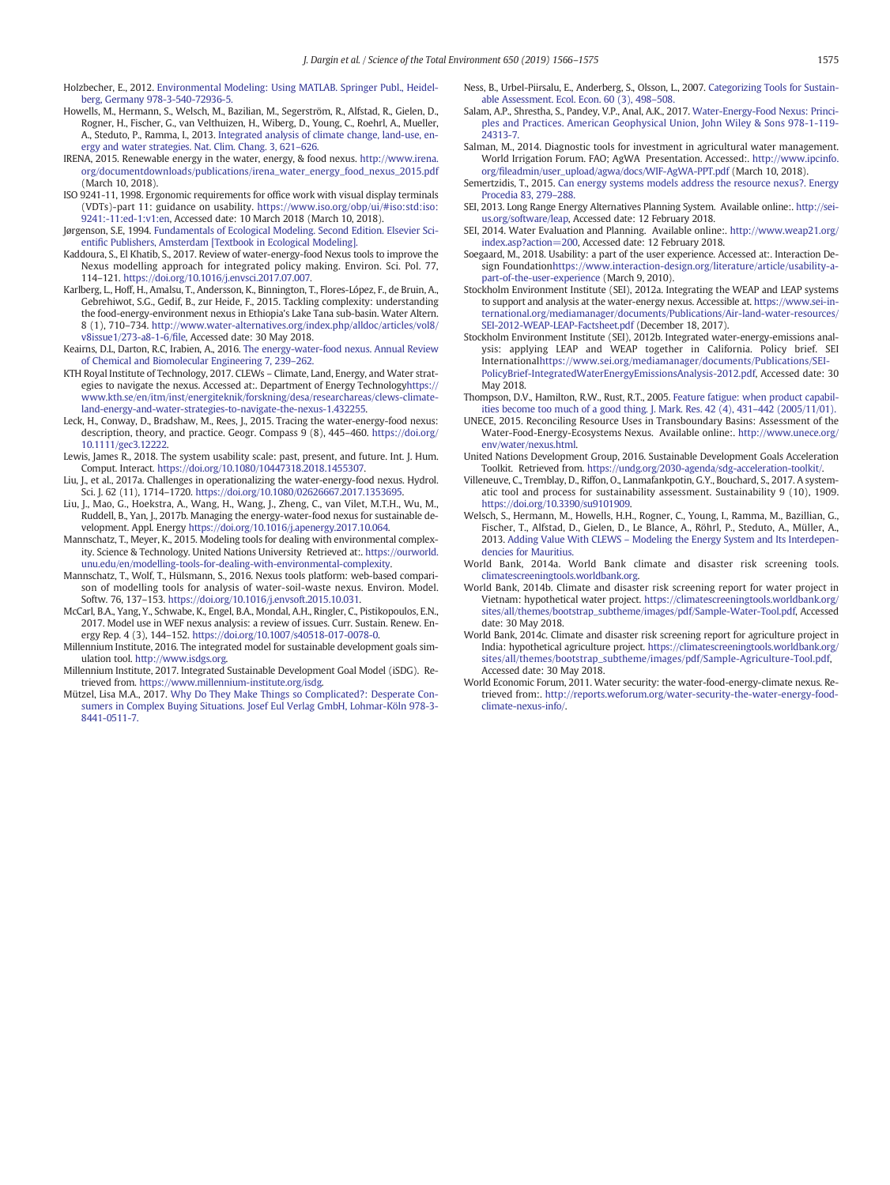Holzbecher, E., 2012. Environmental Modeling: Using MATLAB. Springer Publ., Heidelberg, Germany 978-3-540-72936-5.

Howells, M., Hermann, S., Welsch, M., Bazilian, M., Segerström, R., Alfstad, R., Gielen, D., Rogner, H., Fischer, G., van Velthuizen, H., Wiberg, D., Young, C., Roehrl, A., Mueller, A., Steduto, P., Ramma, I., 2013. Integrated analysis of climate change, land-use, energy and water strategies. Nat. Clim. Chang. 3, 621–626.

IRENA, 2015. Renewable energy in the water, energy, & food nexus. http://www.irena.org/documentdownloads/publications/irena_water_energy_food_nexus_2015.pdf (March 10, 2018).

ISO 9241-11, 1998. Ergonomic requirements for office work with visual display terminals (VDTs)-part 11: guidance on usability. https://www.iso.org/obp/ui/#iso:std:iso:9241:-11:ed-1:v1:en, Accessed date: 10 March 2018 (March 10, 2018).

Jørgenson, S.E, 1994. Fundamentals of Ecological Modeling. Second Edition. Elsevier Scientific Publishers, Amsterdam [Textbook in Ecological Modeling].

Kaddoura, S., El Khatib, S., 2017. Review of water-energy-food Nexus tools to improve the Nexus modelling approach for integrated policy making. Environ. Sci. Pol. 77, 114–121. https://doi.org/10.1016/j.envsci.2017.07.007.

Karlberg, L., Hoff, H., Amalsu, T., Andersson, K., Binnington, T., Flores-López, F., de Bruin, A., Gebrehiwot, S.G., Gedif, B., zur Heide, F., 2015. Tackling complexity: understanding the food-energy-environment nexus in Ethiopia's Lake Tana sub-basin. Water Altern. 8 (1), 710–734. http://www.water-alternatives.org/index.php/alldoc/articles/vol8/v8issue1/273-a8-1-6/file, Accessed date: 30 May 2018.

Keairns, D.L, Darton, R.C, Irabien, A., 2016. The energy-water-food nexus. Annual Review of Chemical and Biomolecular Engineering 7, 239–262.

KTH Royal Institute of Technology, 2017. CLEWs – Climate, Land, Energy, and Water strategies to navigate the nexus. Accessed at:. Department of Energy Technologyhttps://www.kth.se/en/itm/inst/energiteknik/forskning/desa/researchareas/clews-climate-land-energy-and-water-strategies-to-navigate-the-nexus-1.432255.

Leck, H., Conway, D., Bradshaw, M., Rees, J., 2015. Tracing the water-energy-food nexus: description, theory, and practice. Geogr. Compass 9 (8), 445–460. https://doi.org/10.1111/gec3.12222.

Lewis, James R., 2018. The system usability scale: past, present, and future. Int. J. Hum. Comput. Interact. https://doi.org/10.1080/10447318.2018.1455307.

Liu, J., et al., 2017a. Challenges in operationalizing the water-energy-food nexus. Hydrol. Sci. J. 62 (11), 1714–1720. https://doi.org/10.1080/02626667.2017.1353695.

Liu, J., Mao, G., Hoekstra, A., Wang, H., Wang, J., Zheng, C., van Vilet, M.T.H., Wu, M., Ruddell, B., Yan, J., 2017b. Managing the energy-water-food nexus for sustainable development. Appl. Energy https://doi.org/10.1016/j.apenergy.2017.10.064.

Mannschatz, T., Meyer, K., 2015. Modeling tools for dealing with environmental complexity. Science & Technology. United Nations University Retrieved at:. https://ourworld.unu.edu/en/modelling-tools-for-dealing-with-environmental-complexity.

Mannschatz, T., Wolf, T., Hülsmann, S., 2016. Nexus tools platform: web-based comparison of modelling tools for analysis of water-soil-waste nexus. Environ. Model. Softw. 76, 137–153. https://doi.org/10.1016/j.envsoft.2015.10.031.

McCarl, B.A., Yang, Y., Schwabe, K., Engel, B.A., Mondal, A.H., Ringler, C., Pistikopoulos, E.N., 2017. Model use in WEF nexus analysis: a review of issues. Curr. Sustain. Renew. Energy Rep. 4 (3), 144–152. https://doi.org/10.1007/s40518-017-0078-0.

Millennium Institute, 2016. The integrated model for sustainable development goals simulation tool. http://www.isdgs.org.

Millennium Institute, 2017. Integrated Sustainable Development Goal Model (iSDG). Retrieved from. https://www.millennium-institute.org/isdg.

Mützel, Lisa M.A., 2017. Why Do They Make Things so Complicated?: Desperate Consumers in Complex Buying Situations. Josef Eul Verlag GmbH, Lohmar-Köln 978-3-8441-0511-7.

Ness, B., Urbel-Piirsalu, E., Anderberg, S., Olsson, L., 2007. Categorizing Tools for Sustainable Assessment. Ecol. Econ. 60 (3), 498–508.

Salam, A.P., Shrestha, S., Pandey, V.P., Anal, A.K., 2017. Water-Energy-Food Nexus: Principles and Practices. American Geophysical Union, John Wiley & Sons 978-1-119-24313-7.

Salman, M., 2014. Diagnostic tools for investment in agricultural water management. World Irrigation Forum. FAO; AgWA Presentation. Accessed:. http://www.ipcinfo.org/fileadmin/user_upload/agwa/docs/WIF-AgWA-PPT.pdf (March 10, 2018).

Semertzidis, T., 2015. Can energy systems models address the resource nexus?. Energy Procedia 83, 279–288.

SEI, 2013. Long Range Energy Alternatives Planning System. Available online:. http://sei-us.org/software/leap, Accessed date: 12 February 2018.

SEI, 2014. Water Evaluation and Planning. Available online:. http://www.weap21.org/index.asp?action=200, Accessed date: 12 February 2018.

Soegaard, M., 2018. Usability: a part of the user experience. Accessed at:. Interaction Design Foundationhttps://www.interaction-design.org/literature/article/usability-a-part-of-the-user-experience (March 9, 2010).

Stockholm Environment Institute (SEI), 2012a. Integrating the WEAP and LEAP systems to support and analysis at the water-energy nexus. Accessible at. https://www.sei-international.org/mediamanager/documents/Publications/Air-land-water-resources/SEI-2012-WEAP-LEAP-Factsheet.pdf (December 18, 2017).

Stockholm Environment Institute (SEI), 2012b. Integrated water-energy-emissions analysis: applying LEAP and WEAP together in California. Policy brief. SEI Internationalhttps://www.sei.org/mediamanager/documents/Publications/SEI-PolicyBrief-IntegratedWaterEnergyEmissionsAnalysis-2012.pdf, Accessed date: 30 May 2018.

Thompson, D.V., Hamilton, R.W., Rust, R.T., 2005. Feature fatigue: when product capabilities become too much of a good thing. J. Mark. Res. 42 (4), 431–442 (2005/11/01).

UNECE, 2015. Reconciling Resource Uses in Transboundary Basins: Assessment of the Water-Food-Energy-Ecosystems Nexus. Available online:. http://www.unece.org/env/water/nexus.html.

United Nations Development Group, 2016. Sustainable Development Goals Acceleration Toolkit. Retrieved from. https://undg.org/2030-agenda/sdg-acceleration-toolkit/.

Villeneuve, C., Tremblay, D., Riffon, O., Lanmafankpotin, G.Y., Bouchard, S., 2017. A systematic tool and process for sustainability assessment. Sustainability 9 (10), 1909. https://doi.org/10.3390/su9101909.

Welsch, S., Hermann, M., Howells, H.H., Rogner, C., Young, I., Ramma, M., Bazillian, G., Fischer, T., Alfstad, D., Gielen, D., Le Blance, A., Röhrl, P., Steduto, A., Müller, A., 2013. Adding Value With CLEWS – Modeling the Energy System and Its Interdependencies for Mauritius.

World Bank, 2014a. World Bank climate and disaster risk screening tools. climatescreeningtools.worldbank.org.

World Bank, 2014b. Climate and disaster risk screening report for water project in Vietnam: hypothetical water project. https://climatescreeningtools.worldbank.org/sites/all/themes/bootstrap_subtheme/images/pdf/Sample-Water-Tool.pdf, Accessed date: 30 May 2018.

World Bank, 2014c. Climate and disaster risk screening report for agriculture project in India: hypothetical agriculture project. https://climatescreeningtools.worldbank.org/sites/all/themes/bootstrap_subtheme/images/pdf/Sample-Agriculture-Tool.pdf, Accessed date: 30 May 2018.

World Economic Forum, 2011. Water security: the water-food-energy-climate nexus. Retrieved from:. http://reports.weforum.org/water-security-the-water-energy-food-climate-nexus-info/.